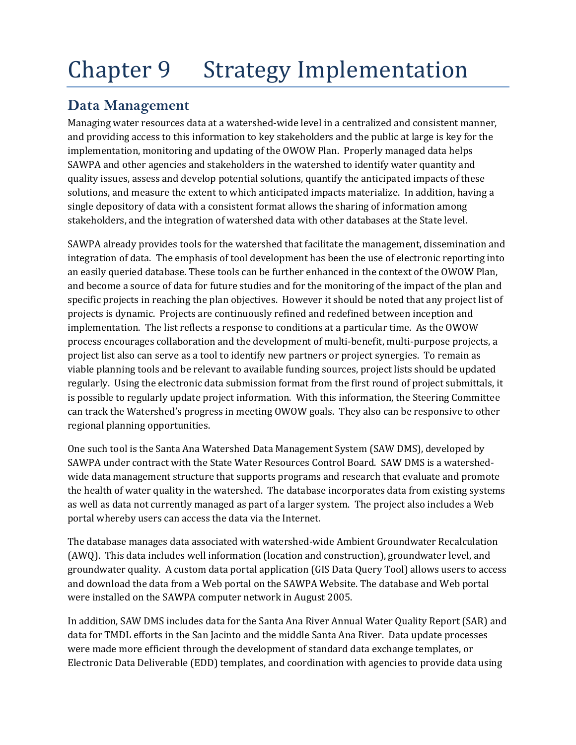# Chapter 9 Strategy Implementation

## Data Management

Managing water resources data at a watershed-wide level in a centralized and consistent manner, and providing access to this information to key stakeholders and the public at large is key for the implementation, monitoring and updating of the OWOW Plan. Properly managed data helps SAWPA and other agencies and stakeholders in the watershed to identify water quantity and quality issues, assess and develop potential solutions, quantify the anticipated impacts of these solutions, and measure the extent to which anticipated impacts materialize. In addition, having a single depository of data with a consistent format allows the sharing of information among stakeholders, and the integration of watershed data with other databases at the State level.

SAWPA already provides tools for the watershed that facilitate the management, dissemination and integration of data. The emphasis of tool development has been the use of electronic reporting into an easily queried database. These tools can be further enhanced in the context of the OWOW Plan, and become a source of data for future studies and for the monitoring of the impact of the plan and specific projects in reaching the plan objectives. However it should be noted that any project list of projects is dynamic. Projects are continuously refined and redefined between inception and implementation. The list reflects a response to conditions at a particular time. As the OWOW process encourages collaboration and the development of multi-benefit, multi-purpose projects, a project list also can serve as a tool to identify new partners or project synergies. To remain as viable planning tools and be relevant to available funding sources, project lists should be updated regularly. Using the electronic data submission format from the first round of project submittals, it is possible to regularly update project information. With this information, the Steering Committee can track the Watershed's progress in meeting OWOW goals. They also can be responsive to other regional planning opportunities.

One such tool is the Santa Ana Watershed Data Management System (SAW DMS), developed by SAWPA under contract with the State Water Resources Control Board. SAW DMS is a watershed-wide data management structure that supports programs and research that evaluate and promote the health of water quality in the watershed. The database incorporates data from existing systems as well as data not currently managed as part of a larger system. The project also includes a Web portal whereby users can access the data via the Internet.

The database manages data associated with watershed-wide Ambient Groundwater Recalculation (AWQ). This data includes well information (location and construction), groundwater level, and groundwater quality. A custom data portal application (GIS Data Query Tool) allows users to access and download the data from a Web portal on the SAWPA Website. The database and Web portal were installed on the SAWPA computer network in August 2005.

In addition, SAW DMS includes data for the Santa Ana River Annual Water Quality Report (SAR) and data for TMDL efforts in the San Jacinto and the middle Santa Ana River. Data update processes were made more efficient through the development of standard data exchange templates, or Electronic Data Deliverable (EDD) templates, and coordination with agencies to provide data using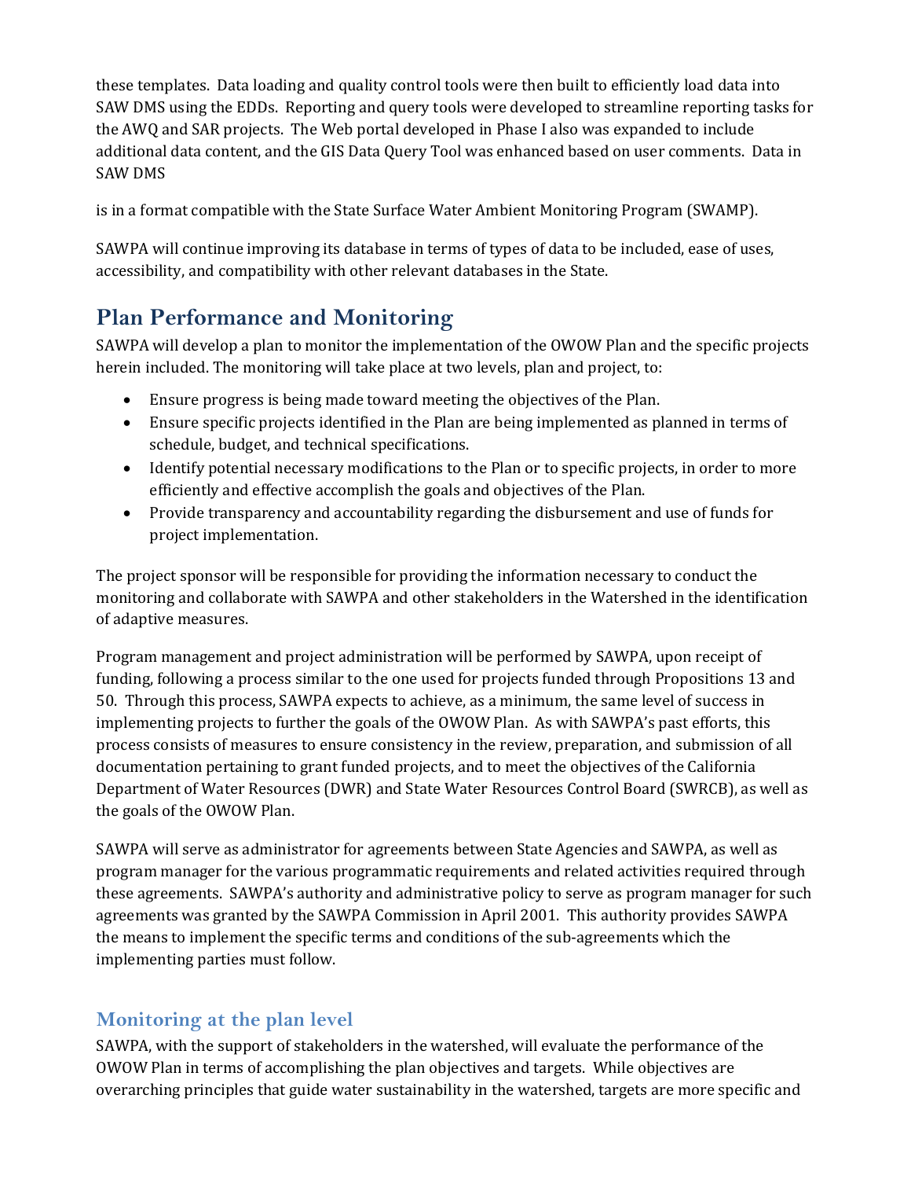these templates. Data loading and quality control tools were then built to efficiently load data into SAW DMS using the EDDs. Reporting and query tools were developed to streamline reporting tasks for the AWQ and SAR projects. The Web portal developed in Phase I also was expanded to include additional data content, and the GIS Data Query Tool was enhanced based on user comments. Data in SAW DMS

is in a format compatible with the State Surface Water Ambient Monitoring Program (SWAMP).

SAWPA will continue improving its database in terms of types of data to be included, ease of uses, accessibility, and compatibility with other relevant databases in the State.

## Plan Performance and Monitoring

SAWPA will develop a plan to monitor the implementation of the OWOW Plan and the specific projects herein included. The monitoring will take place at two levels, plan and project, to:

- Ensure progress is being made toward meeting the objectives of the Plan.
- Ensure specific projects identified in the Plan are being implemented as planned in terms of schedule, budget, and technical specifications.
- Identify potential necessary modifications to the Plan or to specific projects, in order to more efficiently and effective accomplish the goals and objectives of the Plan.
- Provide transparency and accountability regarding the disbursement and use of funds for project implementation.

The project sponsor will be responsible for providing the information necessary to conduct the monitoring and collaborate with SAWPA and other stakeholders in the Watershed in the identification of adaptive measures.

Program management and project administration will be performed by SAWPA, upon receipt of funding, following a process similar to the one used for projects funded through Propositions 13 and 50. Through this process, SAWPA expects to achieve, as a minimum, the same level of success in implementing projects to further the goals of the OWOW Plan. As with SAWPA's past efforts, this process consists of measures to ensure consistency in the review, preparation, and submission of all documentation pertaining to grant funded projects, and to meet the objectives of the California Department of Water Resources (DWR) and State Water Resources Control Board (SWRCB), as well as the goals of the OWOW Plan.

SAWPA will serve as administrator for agreements between State Agencies and SAWPA, as well as program manager for the various programmatic requirements and related activities required through these agreements. SAWPA's authority and administrative policy to serve as program manager for such agreements was granted by the SAWPA Commission in April 2001. This authority provides SAWPA the means to implement the specific terms and conditions of the sub-agreements which the implementing parties must follow.

### Monitoring at the plan level

SAWPA, with the support of stakeholders in the watershed, will evaluate the performance of the OWOW Plan in terms of accomplishing the plan objectives and targets. While objectives are overarching principles that guide water sustainability in the watershed, targets are more specific and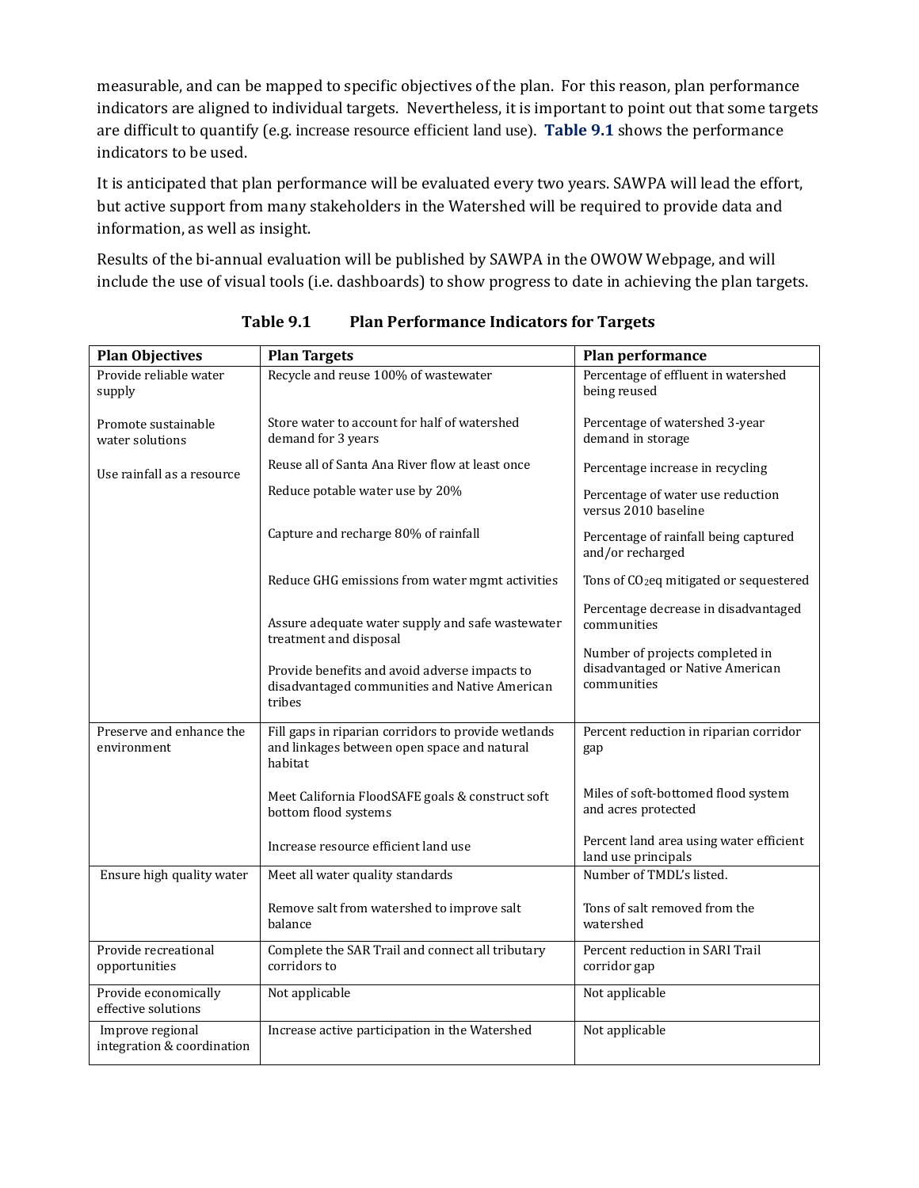measurable, and can be mapped to specific objectives of the plan. For this reason, plan performance indicators are aligned to individual targets. Nevertheless, it is important to point out that some targets are difficult to quantify (e.g. increase resource efficient land use). **Table 9.1** shows the performance indicators to be used.

It is anticipated that plan performance will be evaluated every two years. SAWPA will lead the effort, but active support from many stakeholders in the Watershed will be required to provide data and information, as well as insight.

Results of the bi-annual evaluation will be published by SAWPA in the OWOW Webpage, and will include the use of visual tools (i.e. dashboards) to show progress to date in achieving the plan targets.

**Table 9.1 Plan Performance Indicators for Targets**

| Plan Objectives | Plan Targets | Plan performance |
|---|---|---|
| Provide reliable water supply | Recycle and reuse 100% of wastewater | Percentage of effluent in watershed being reused |
| Promote sustainable water solutions | Store water to account for half of watershed demand for 3 years | Percentage of watershed 3-year demand in storage |
| Use rainfall as a resource | Reuse all of Santa Ana River flow at least once | Percentage increase in recycling |
| | Reduce potable water use by 20% | Percentage of water use reduction versus 2010 baseline |
| | Capture and recharge 80% of rainfall | Percentage of rainfall being captured and/or recharged |
| | Reduce GHG emissions from water mgmt activities | Tons of $CO_2$eq mitigated or sequestered |
| | Assure adequate water supply and safe wastewater treatment and disposal | Percentage decrease in disadvantaged communities |
| | Provide benefits and avoid adverse impacts to disadvantaged communities and Native American tribes | Number of projects completed in disadvantaged or Native American communities |
| Preserve and enhance the environment | Fill gaps in riparian corridors to provide wetlands and linkages between open space and natural habitat | Percent reduction in riparian corridor gap |
| | Meet California FloodSAFE goals & construct soft bottom flood systems | Miles of soft-bottomed flood system and acres protected |
| | Increase resource efficient land use | Percent land area using water efficient land use principals |
| Ensure high quality water | Meet all water quality standards | Number of TMDL's listed. |
| | Remove salt from watershed to improve salt balance | Tons of salt removed from the watershed |
| Provide recreational opportunities | Complete the SAR Trail and connect all tributary corridors to | Percent reduction in SARI Trail corridor gap |
| Provide economically effective solutions | Not applicable | Not applicable |
| Improve regional integration & coordination | Increase active participation in the Watershed | Not applicable |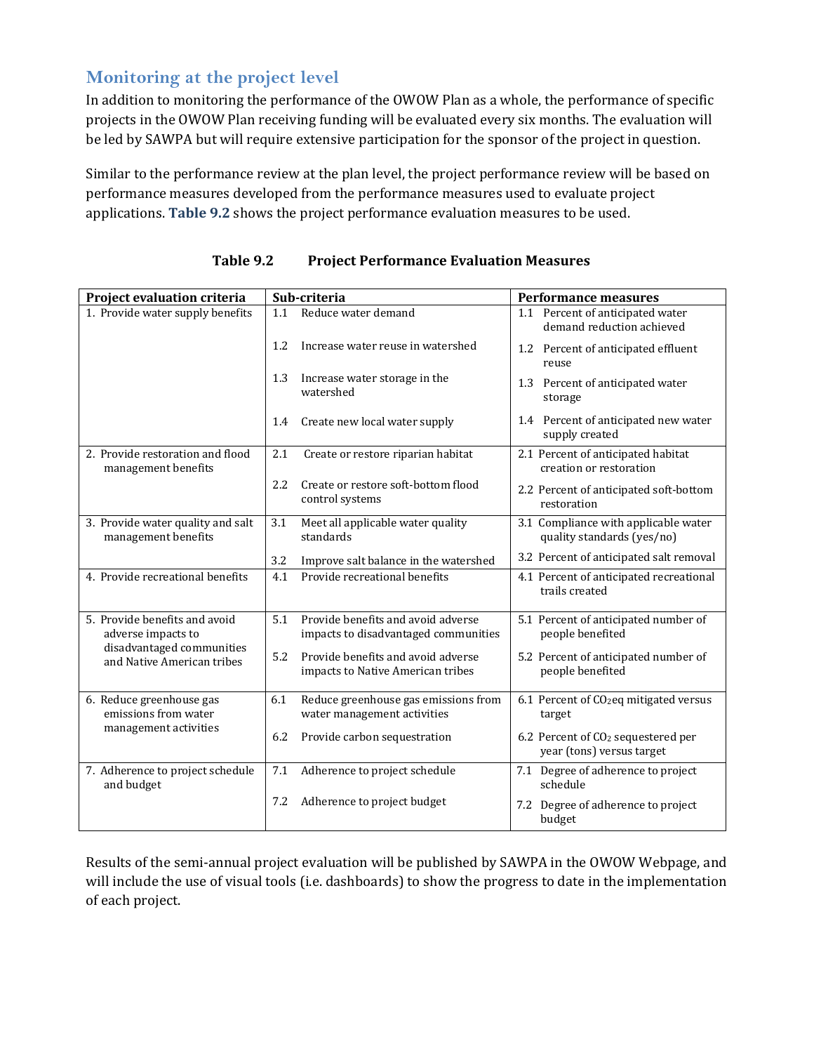## Monitoring at the project level

In addition to monitoring the performance of the OWOW Plan as a whole, the performance of specific projects in the OWOW Plan receiving funding will be evaluated every six months. The evaluation will be led by SAWPA but will require extensive participation for the sponsor of the project in question.

Similar to the performance review at the plan level, the project performance review will be based on performance measures developed from the performance measures used to evaluate project applications. **Table 9.2** shows the project performance evaluation measures to be used.

**Table 9.2 Project Performance Evaluation Measures**

| Project evaluation criteria | Sub-criteria | Performance measures |
|---|---|---|
| 1. Provide water supply benefits | 1.1 Reduce water demand | 1.1 Percent of anticipated water demand reduction achieved |
| | 1.2 Increase water reuse in watershed | 1.2 Percent of anticipated effluent reuse |
| | 1.3 Increase water storage in the watershed | 1.3 Percent of anticipated water storage |
| | 1.4 Create new local water supply | 1.4 Percent of anticipated new water supply created |
| 2. Provide restoration and flood management benefits | 2.1 Create or restore riparian habitat | 2.1 Percent of anticipated habitat creation or restoration |
| | 2.2 Create or restore soft-bottom flood control systems | 2.2 Percent of anticipated soft-bottom restoration |
| 3. Provide water quality and salt management benefits | 3.1 Meet all applicable water quality standards | 3.1 Compliance with applicable water quality standards (yes/no) |
| | 3.2 Improve salt balance in the watershed | 3.2 Percent of anticipated salt removal |
| 4. Provide recreational benefits | 4.1 Provide recreational benefits | 4.1 Percent of anticipated recreational trails created |
| 5. Provide benefits and avoid adverse impacts to disadvantaged communities and Native American tribes | 5.1 Provide benefits and avoid adverse impacts to disadvantaged communities | 5.1 Percent of anticipated number of people benefited |
| | 5.2 Provide benefits and avoid adverse impacts to Native American tribes | 5.2 Percent of anticipated number of people benefited |
| 6. Reduce greenhouse gas emissions from water management activities | 6.1 Reduce greenhouse gas emissions from water management activities | 6.1 Percent of $CO_2$eq mitigated versus target |
| | 6.2 Provide carbon sequestration | 6.2 Percent of $CO_2$ sequestered per year (tons) versus target |
| 7. Adherence to project schedule and budget | 7.1 Adherence to project schedule | 7.1 Degree of adherence to project schedule |
| | 7.2 Adherence to project budget | 7.2 Degree of adherence to project budget |

Results of the semi-annual project evaluation will be published by SAWPA in the OWOW Webpage, and will include the use of visual tools (i.e. dashboards) to show the progress to date in the implementation of each project.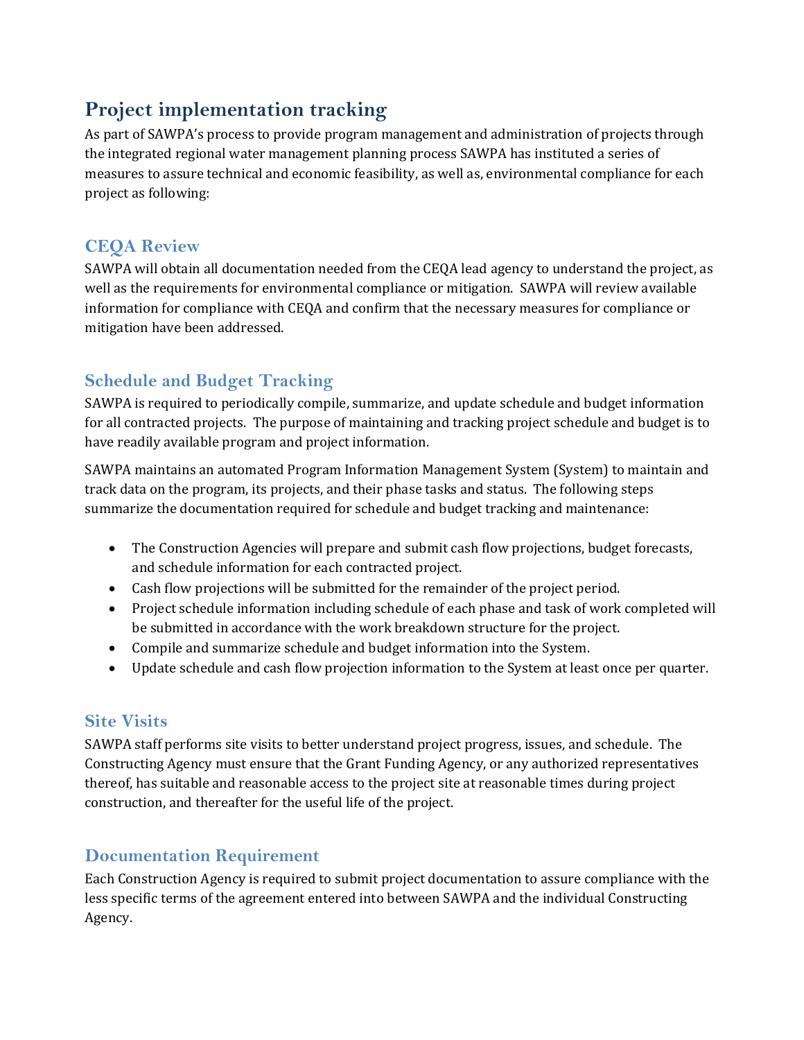## Project implementation tracking

As part of SAWPA's process to provide program management and administration of projects through the integrated regional water management planning process SAWPA has instituted a series of measures to assure technical and economic feasibility, as well as, environmental compliance for each project as following:

### CEQA Review

SAWPA will obtain all documentation needed from the CEQA lead agency to understand the project, as well as the requirements for environmental compliance or mitigation. SAWPA will review available information for compliance with CEQA and confirm that the necessary measures for compliance or mitigation have been addressed.

### Schedule and Budget Tracking

SAWPA is required to periodically compile, summarize, and update schedule and budget information for all contracted projects. The purpose of maintaining and tracking project schedule and budget is to have readily available program and project information.

SAWPA maintains an automated Program Information Management System (System) to maintain and track data on the program, its projects, and their phase tasks and status. The following steps summarize the documentation required for schedule and budget tracking and maintenance:

- The Construction Agencies will prepare and submit cash flow projections, budget forecasts, and schedule information for each contracted project.
- Cash flow projections will be submitted for the remainder of the project period.
- Project schedule information including schedule of each phase and task of work completed will be submitted in accordance with the work breakdown structure for the project.
- Compile and summarize schedule and budget information into the System.
- Update schedule and cash flow projection information to the System at least once per quarter.

### Site Visits

SAWPA staff performs site visits to better understand project progress, issues, and schedule. The Constructing Agency must ensure that the Grant Funding Agency, or any authorized representatives thereof, has suitable and reasonable access to the project site at reasonable times during project construction, and thereafter for the useful life of the project.

### Documentation Requirement

Each Construction Agency is required to submit project documentation to assure compliance with the less specific terms of the agreement entered into between SAWPA and the individual Constructing Agency.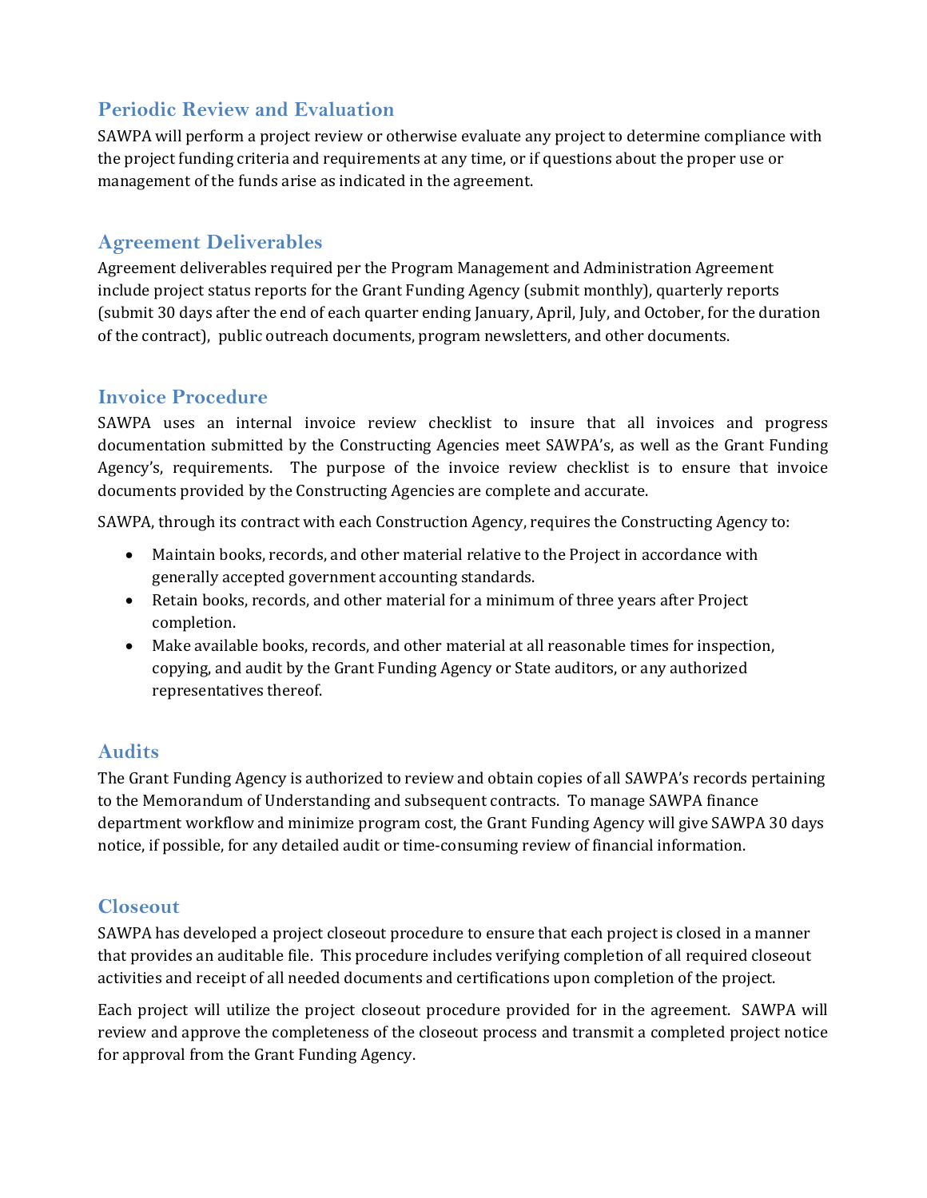## Periodic Review and Evaluation

SAWPA will perform a project review or otherwise evaluate any project to determine compliance with the project funding criteria and requirements at any time, or if questions about the proper use or management of the funds arise as indicated in the agreement.

## Agreement Deliverables

Agreement deliverables required per the Program Management and Administration Agreement include project status reports for the Grant Funding Agency (submit monthly), quarterly reports (submit 30 days after the end of each quarter ending January, April, July, and October, for the duration of the contract), public outreach documents, program newsletters, and other documents.

## Invoice Procedure

SAWPA uses an internal invoice review checklist to insure that all invoices and progress documentation submitted by the Constructing Agencies meet SAWPA's, as well as the Grant Funding Agency's, requirements. The purpose of the invoice review checklist is to ensure that invoice documents provided by the Constructing Agencies are complete and accurate.

SAWPA, through its contract with each Construction Agency, requires the Constructing Agency to:

- Maintain books, records, and other material relative to the Project in accordance with generally accepted government accounting standards.
- Retain books, records, and other material for a minimum of three years after Project completion.
- Make available books, records, and other material at all reasonable times for inspection, copying, and audit by the Grant Funding Agency or State auditors, or any authorized representatives thereof.

## Audits

The Grant Funding Agency is authorized to review and obtain copies of all SAWPA's records pertaining to the Memorandum of Understanding and subsequent contracts. To manage SAWPA finance department workflow and minimize program cost, the Grant Funding Agency will give SAWPA 30 days notice, if possible, for any detailed audit or time-consuming review of financial information.

## Closeout

SAWPA has developed a project closeout procedure to ensure that each project is closed in a manner that provides an auditable file. This procedure includes verifying completion of all required closeout activities and receipt of all needed documents and certifications upon completion of the project.

Each project will utilize the project closeout procedure provided for in the agreement. SAWPA will review and approve the completeness of the closeout process and transmit a completed project notice for approval from the Grant Funding Agency.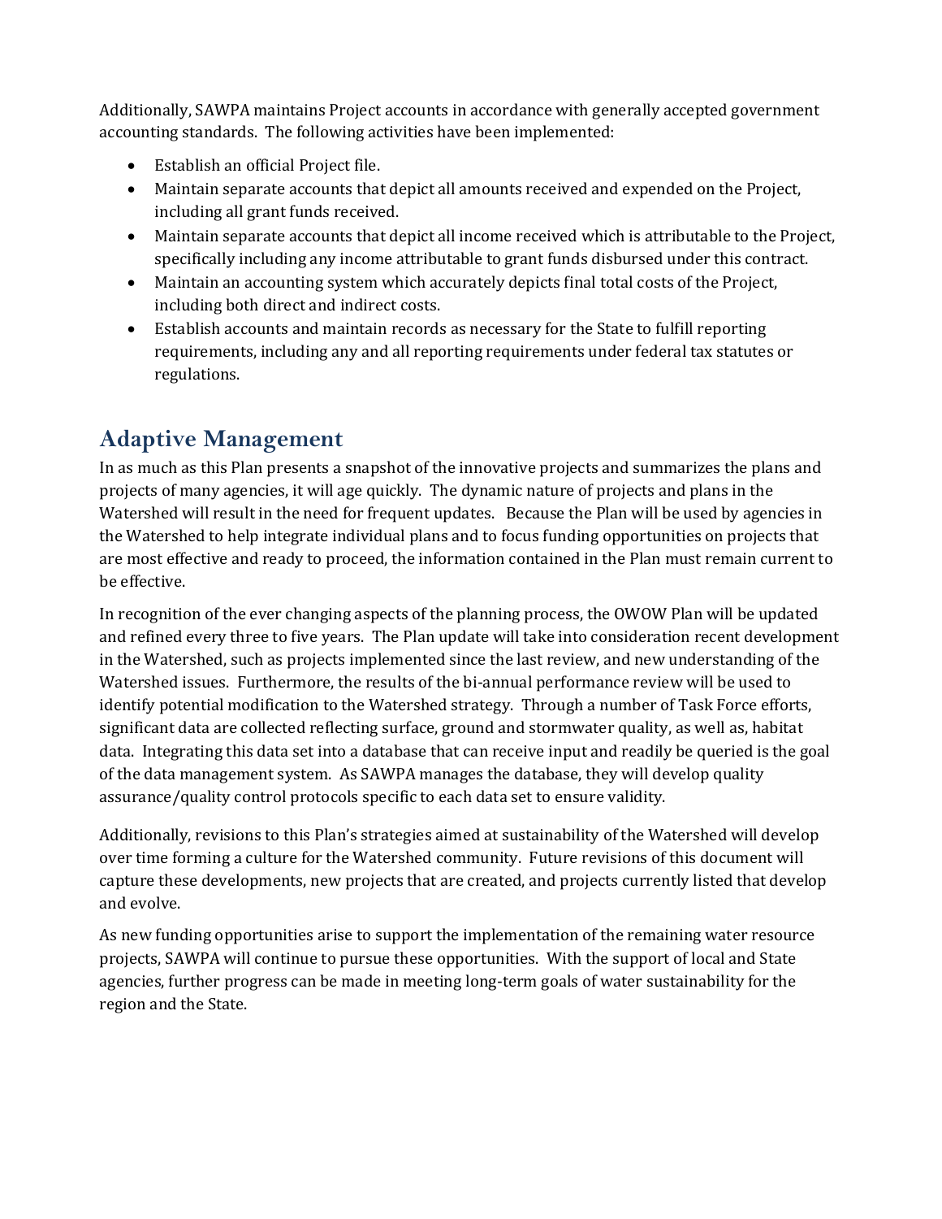Additionally, SAWPA maintains Project accounts in accordance with generally accepted government accounting standards. The following activities have been implemented:

- Establish an official Project file.
- Maintain separate accounts that depict all amounts received and expended on the Project, including all grant funds received.
- Maintain separate accounts that depict all income received which is attributable to the Project, specifically including any income attributable to grant funds disbursed under this contract.
- Maintain an accounting system which accurately depicts final total costs of the Project, including both direct and indirect costs.
- Establish accounts and maintain records as necessary for the State to fulfill reporting requirements, including any and all reporting requirements under federal tax statutes or regulations.

## Adaptive Management

In as much as this Plan presents a snapshot of the innovative projects and summarizes the plans and projects of many agencies, it will age quickly. The dynamic nature of projects and plans in the Watershed will result in the need for frequent updates. Because the Plan will be used by agencies in the Watershed to help integrate individual plans and to focus funding opportunities on projects that are most effective and ready to proceed, the information contained in the Plan must remain current to be effective.

In recognition of the ever changing aspects of the planning process, the OWOW Plan will be updated and refined every three to five years. The Plan update will take into consideration recent development in the Watershed, such as projects implemented since the last review, and new understanding of the Watershed issues. Furthermore, the results of the bi-annual performance review will be used to identify potential modification to the Watershed strategy. Through a number of Task Force efforts, significant data are collected reflecting surface, ground and stormwater quality, as well as, habitat data. Integrating this data set into a database that can receive input and readily be queried is the goal of the data management system. As SAWPA manages the database, they will develop quality assurance/quality control protocols specific to each data set to ensure validity.

Additionally, revisions to this Plan's strategies aimed at sustainability of the Watershed will develop over time forming a culture for the Watershed community. Future revisions of this document will capture these developments, new projects that are created, and projects currently listed that develop and evolve.

As new funding opportunities arise to support the implementation of the remaining water resource projects, SAWPA will continue to pursue these opportunities. With the support of local and State agencies, further progress can be made in meeting long-term goals of water sustainability for the region and the State.